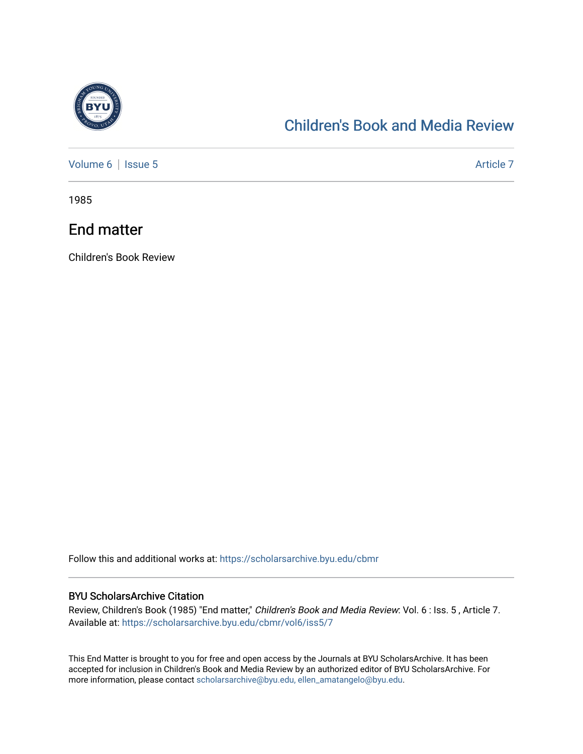# Children's Book and Media Review

Volume 6 | Issue 5 Article 7

1985

## End matter

Children's Book Review

Follow this and additional works at: https://scholarsarchive.byu.edu/cbmr

### BYU ScholarsArchive Citation

Review, Children's Book (1985) "End matter," *Children's Book and Media Review*: Vol. 6 : Iss. 5 , Article 7. Available at: https://scholarsarchive.byu.edu/cbmr/vol6/iss5/7

This End Matter is brought to you for free and open access by the Journals at BYU ScholarsArchive. It has been accepted for inclusion in Children's Book and Media Review by an authorized editor of BYU ScholarsArchive. For more information, please contact scholarsarchive@byu.edu, ellen_amatangelo@byu.edu.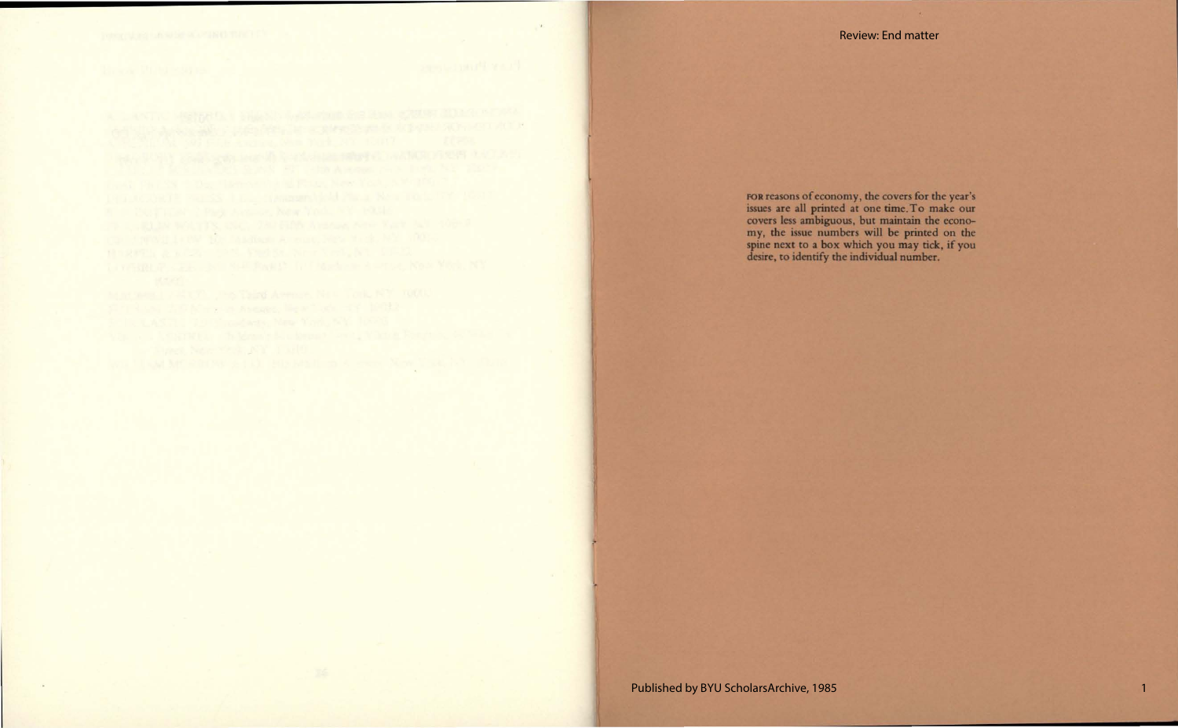FOR reasons of economy, the covers for the year's issues are all printed at one time. To make our covers less ambiguous, but maintain the economy, the issue numbers will be printed on the spine next to a box which you may tick, if you desire, to identify the individual number.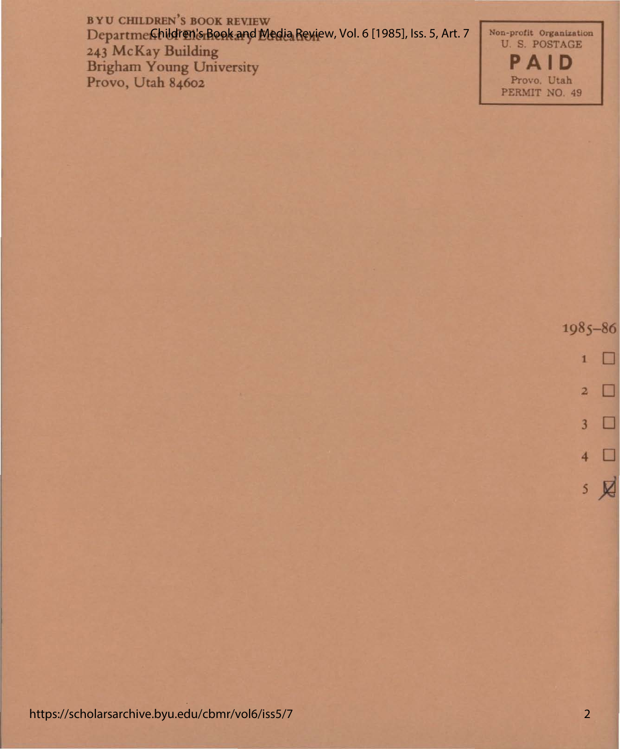BYU CHILDREN'S BOOK REVIEW
Department of Elementary Education
243 McKay Building
Brigham Young University
Provo, Utah 84602

Non-profit Organization
U. S. POSTAGE
PAID
Provo, Utah
PERMIT NO. 49

1985–86

1 ☐

2 ☐

3 ☐

4 ☐

5 ☒